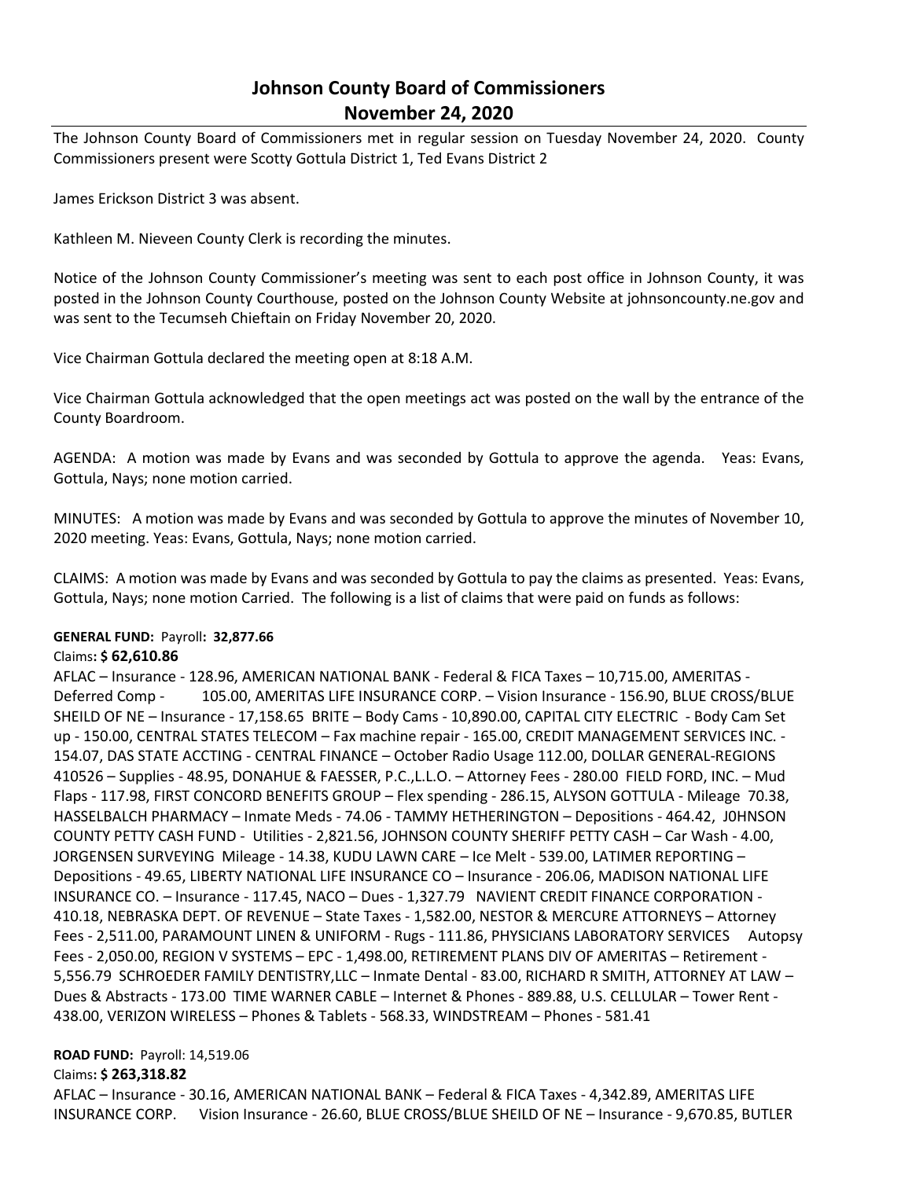# Johnson County Board of Commissioners
## November 24, 2020

The Johnson County Board of Commissioners met in regular session on Tuesday November 24, 2020. County Commissioners present were Scotty Gottula District 1, Ted Evans District 2

James Erickson District 3 was absent.

Kathleen M. Nieveen County Clerk is recording the minutes.

Notice of the Johnson County Commissioner's meeting was sent to each post office in Johnson County, it was posted in the Johnson County Courthouse, posted on the Johnson County Website at johnsoncounty.ne.gov and was sent to the Tecumseh Chieftain on Friday November 20, 2020.

Vice Chairman Gottula declared the meeting open at 8:18 A.M.

Vice Chairman Gottula acknowledged that the open meetings act was posted on the wall by the entrance of the County Boardroom.

AGENDA: A motion was made by Evans and was seconded by Gottula to approve the agenda. Yeas: Evans, Gottula, Nays; none motion carried.

MINUTES: A motion was made by Evans and was seconded by Gottula to approve the minutes of November 10, 2020 meeting. Yeas: Evans, Gottula, Nays; none motion carried.

CLAIMS: A motion was made by Evans and was seconded by Gottula to pay the claims as presented. Yeas: Evans, Gottula, Nays; none motion Carried. The following is a list of claims that were paid on funds as follows:

**GENERAL FUND:** Payroll**: 32,877.66**

Claims**: $ 62,610.86**

AFLAC – Insurance - 128.96, AMERICAN NATIONAL BANK - Federal & FICA Taxes – 10,715.00, AMERITAS - Deferred Comp - 105.00, AMERITAS LIFE INSURANCE CORP. – Vision Insurance - 156.90, BLUE CROSS/BLUE SHEILD OF NE – Insurance - 17,158.65 BRITE – Body Cams - 10,890.00, CAPITAL CITY ELECTRIC - Body Cam Set up - 150.00, CENTRAL STATES TELECOM – Fax machine repair - 165.00, CREDIT MANAGEMENT SERVICES INC. - 154.07, DAS STATE ACCTING - CENTRAL FINANCE – October Radio Usage 112.00, DOLLAR GENERAL-REGIONS 410526 – Supplies - 48.95, DONAHUE & FAESSER, P.C.,L.L.O. – Attorney Fees - 280.00 FIELD FORD, INC. – Mud Flaps - 117.98, FIRST CONCORD BENEFITS GROUP – Flex spending - 286.15, ALYSON GOTTULA - Mileage 70.38, HASSELBALCH PHARMACY – Inmate Meds - 74.06 - TAMMY HETHERINGTON – Depositions - 464.42, J0HNSON COUNTY PETTY CASH FUND - Utilities - 2,821.56, JOHNSON COUNTY SHERIFF PETTY CASH – Car Wash - 4.00, JORGENSEN SURVEYING Mileage - 14.38, KUDU LAWN CARE – Ice Melt - 539.00, LATIMER REPORTING – Depositions - 49.65, LIBERTY NATIONAL LIFE INSURANCE CO – Insurance - 206.06, MADISON NATIONAL LIFE INSURANCE CO. – Insurance - 117.45, NACO – Dues - 1,327.79 NAVIENT CREDIT FINANCE CORPORATION - 410.18, NEBRASKA DEPT. OF REVENUE – State Taxes - 1,582.00, NESTOR & MERCURE ATTORNEYS – Attorney Fees - 2,511.00, PARAMOUNT LINEN & UNIFORM - Rugs - 111.86, PHYSICIANS LABORATORY SERVICES Autopsy Fees - 2,050.00, REGION V SYSTEMS – EPC - 1,498.00, RETIREMENT PLANS DIV OF AMERITAS – Retirement - 5,556.79 SCHROEDER FAMILY DENTISTRY,LLC – Inmate Dental - 83.00, RICHARD R SMITH, ATTORNEY AT LAW – Dues & Abstracts - 173.00 TIME WARNER CABLE – Internet & Phones - 889.88, U.S. CELLULAR – Tower Rent - 438.00, VERIZON WIRELESS – Phones & Tablets - 568.33, WINDSTREAM – Phones - 581.41

**ROAD FUND:** Payroll: 14,519.06

Claims**: $ 263,318.82**

AFLAC – Insurance - 30.16, AMERICAN NATIONAL BANK – Federal & FICA Taxes - 4,342.89, AMERITAS LIFE INSURANCE CORP. Vision Insurance - 26.60, BLUE CROSS/BLUE SHEILD OF NE – Insurance - 9,670.85, BUTLER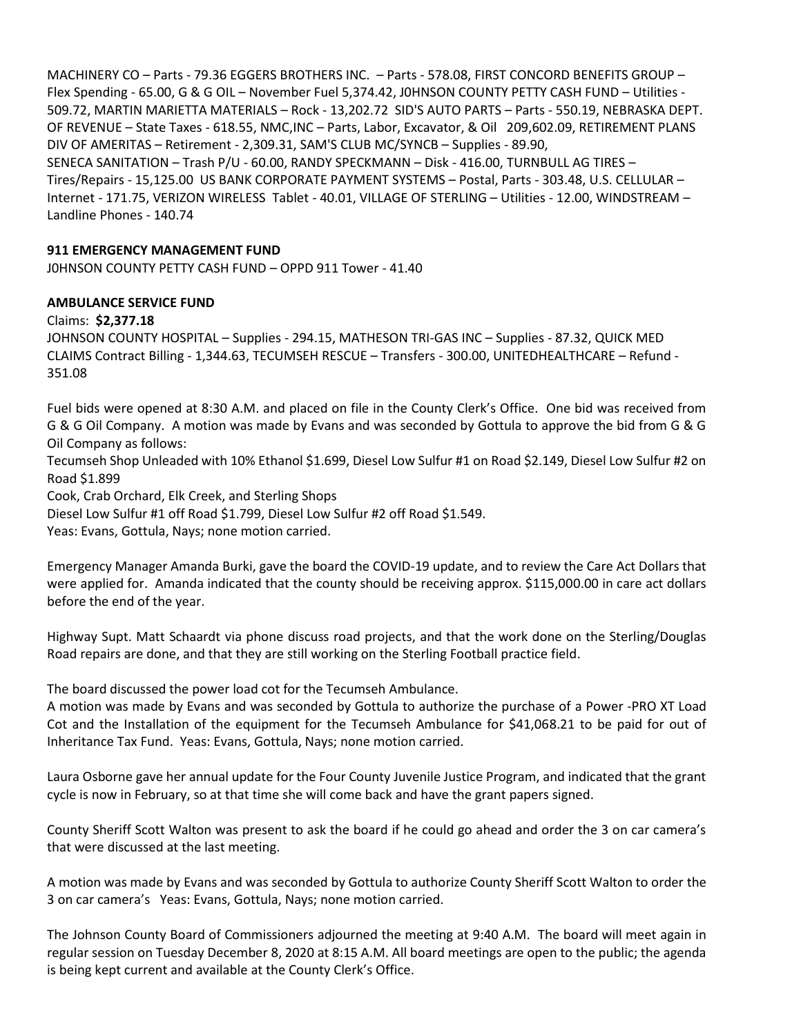MACHINERY CO – Parts - 79.36 EGGERS BROTHERS INC. – Parts - 578.08, FIRST CONCORD BENEFITS GROUP – Flex Spending - 65.00, G & G OIL – November Fuel 5,374.42, J0HNSON COUNTY PETTY CASH FUND – Utilities - 509.72, MARTIN MARIETTA MATERIALS – Rock - 13,202.72 SID'S AUTO PARTS – Parts - 550.19, NEBRASKA DEPT. OF REVENUE – State Taxes - 618.55, NMC,INC – Parts, Labor, Excavator, & Oil 209,602.09, RETIREMENT PLANS DIV OF AMERITAS – Retirement - 2,309.31, SAM'S CLUB MC/SYNCB – Supplies - 89.90, SENECA SANITATION – Trash P/U - 60.00, RANDY SPECKMANN – Disk - 416.00, TURNBULL AG TIRES – Tires/Repairs - 15,125.00 US BANK CORPORATE PAYMENT SYSTEMS – Postal, Parts - 303.48, U.S. CELLULAR – Internet - 171.75, VERIZON WIRELESS Tablet - 40.01, VILLAGE OF STERLING – Utilities - 12.00, WINDSTREAM – Landline Phones - 140.74

**911 EMERGENCY MANAGEMENT FUND**

J0HNSON COUNTY PETTY CASH FUND – OPPD 911 Tower - 41.40

**AMBULANCE SERVICE FUND**

Claims: **$2,377.18**

JOHNSON COUNTY HOSPITAL – Supplies - 294.15, MATHESON TRI-GAS INC – Supplies - 87.32, QUICK MED CLAIMS Contract Billing - 1,344.63, TECUMSEH RESCUE – Transfers - 300.00, UNITEDHEALTHCARE – Refund - 351.08

Fuel bids were opened at 8:30 A.M. and placed on file in the County Clerk's Office. One bid was received from G & G Oil Company. A motion was made by Evans and was seconded by Gottula to approve the bid from G & G Oil Company as follows:

Tecumseh Shop Unleaded with 10% Ethanol $1.699, Diesel Low Sulfur #1 on Road $2.149, Diesel Low Sulfur #2 on Road $1.899

Cook, Crab Orchard, Elk Creek, and Sterling Shops

Diesel Low Sulfur #1 off Road $1.799, Diesel Low Sulfur #2 off Road $1.549.

Yeas: Evans, Gottula, Nays; none motion carried.

Emergency Manager Amanda Burki, gave the board the COVID-19 update, and to review the Care Act Dollars that were applied for. Amanda indicated that the county should be receiving approx. $115,000.00 in care act dollars before the end of the year.

Highway Supt. Matt Schaardt via phone discuss road projects, and that the work done on the Sterling/Douglas Road repairs are done, and that they are still working on the Sterling Football practice field.

The board discussed the power load cot for the Tecumseh Ambulance.

A motion was made by Evans and was seconded by Gottula to authorize the purchase of a Power -PRO XT Load Cot and the Installation of the equipment for the Tecumseh Ambulance for $41,068.21 to be paid for out of Inheritance Tax Fund. Yeas: Evans, Gottula, Nays; none motion carried.

Laura Osborne gave her annual update for the Four County Juvenile Justice Program, and indicated that the grant cycle is now in February, so at that time she will come back and have the grant papers signed.

County Sheriff Scott Walton was present to ask the board if he could go ahead and order the 3 on car camera's that were discussed at the last meeting.

A motion was made by Evans and was seconded by Gottula to authorize County Sheriff Scott Walton to order the 3 on car camera's Yeas: Evans, Gottula, Nays; none motion carried.

The Johnson County Board of Commissioners adjourned the meeting at 9:40 A.M. The board will meet again in regular session on Tuesday December 8, 2020 at 8:15 A.M. All board meetings are open to the public; the agenda is being kept current and available at the County Clerk's Office.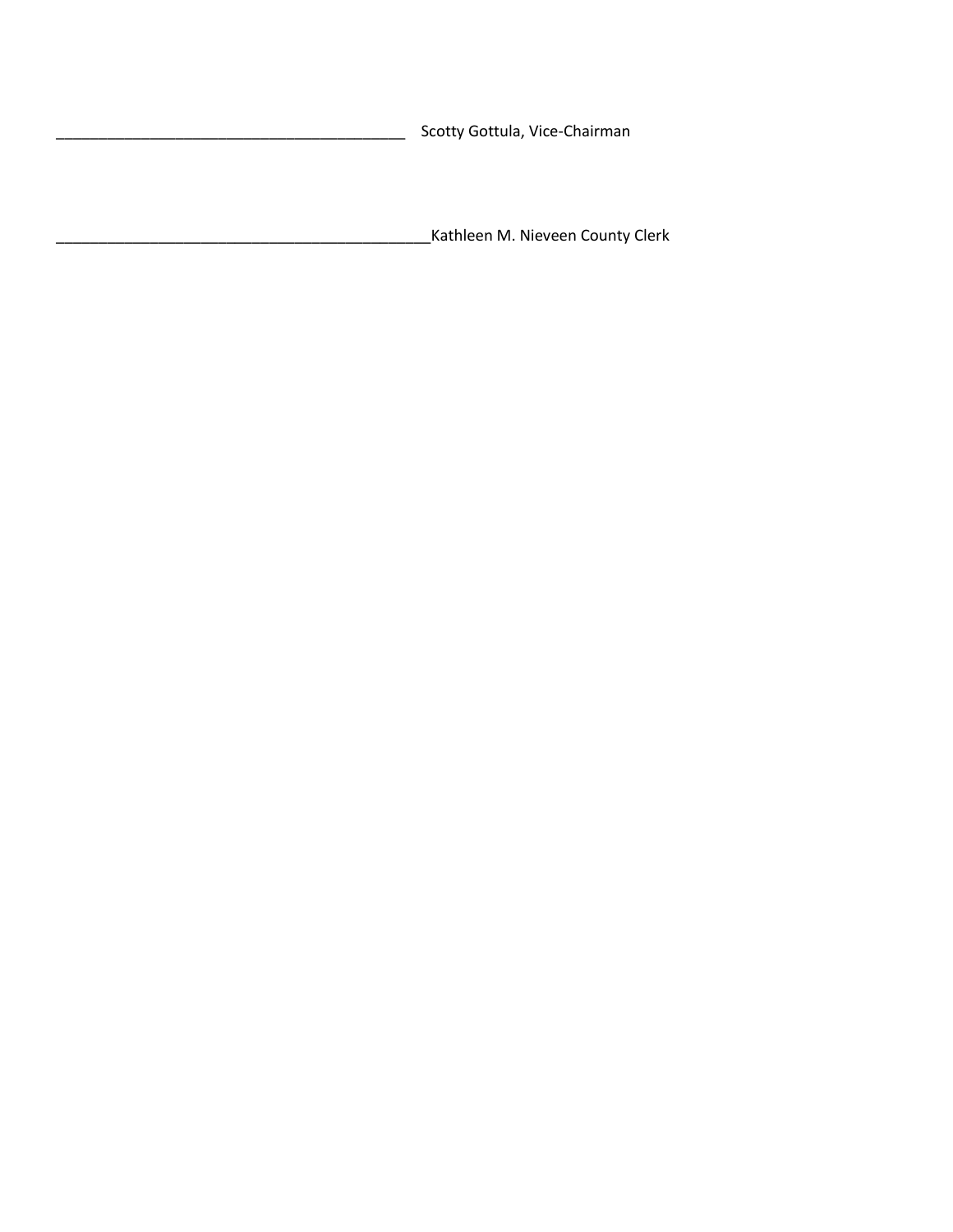_______________________________________________ Scotty Gottula, Vice-Chairman

_______________________________________________Kathleen M. Nieveen County Clerk